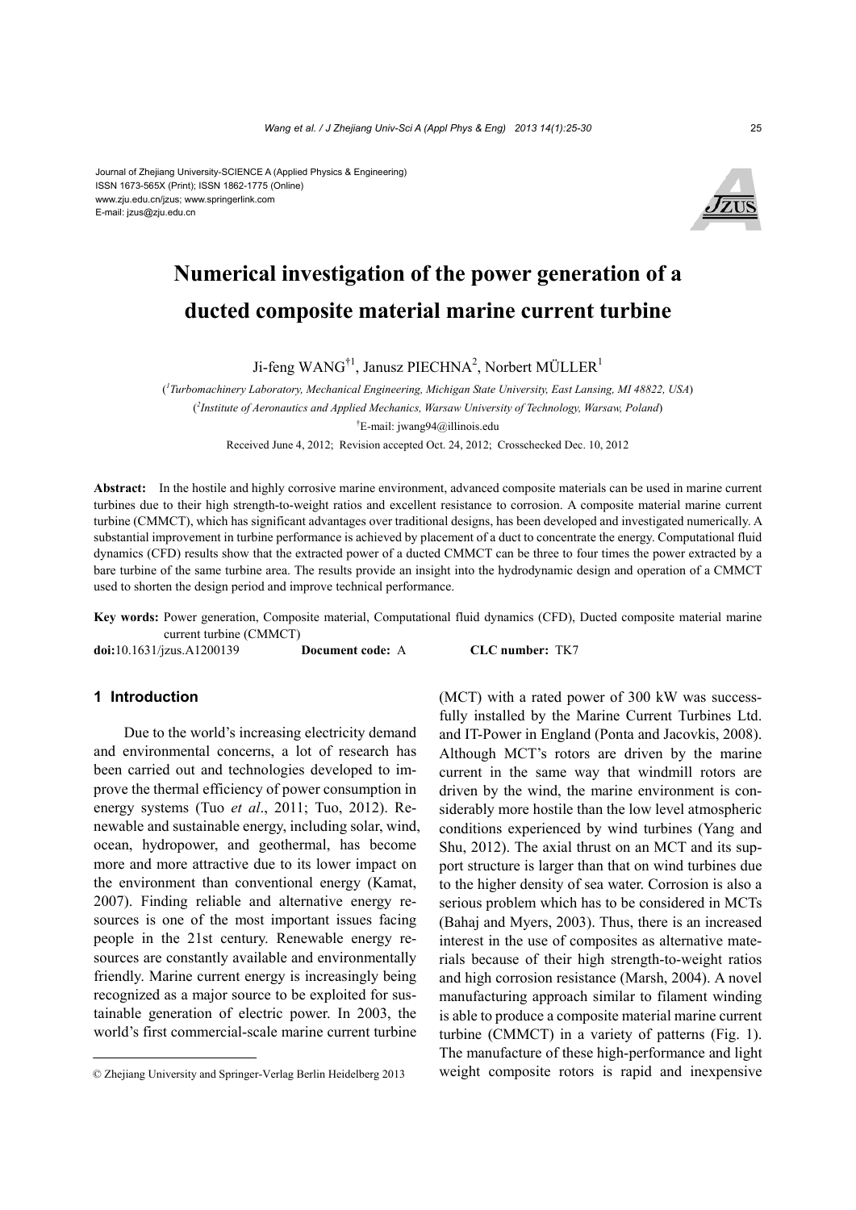Journal of Zhejiang University-SCIENCE A (Applied Physics & Engineering)
ISSN 1673-565X (Print); ISSN 1862-1775 (Online)
www.zju.edu.cn/jzus; www.springerlink.com
E-mail: jzus@zju.edu.cn

# Numerical investigation of the power generation of a ducted composite material marine current turbine

Ji-feng WANG[†1], Janusz PIECHNA[2], Norbert MÜLLER[1]

([1]*Turbomachinery Laboratory, Mechanical Engineering, Michigan State University, East Lansing, MI 48822, USA*)

([2]*Institute of Aeronautics and Applied Mechanics, Warsaw University of Technology, Warsaw, Poland*)

[†]E-mail: jwang94@illinois.edu

Received June 4, 2012; Revision accepted Oct. 24, 2012; Crosschecked Dec. 10, 2012

**Abstract:** In the hostile and highly corrosive marine environment, advanced composite materials can be used in marine current turbines due to their high strength-to-weight ratios and excellent resistance to corrosion. A composite material marine current turbine (CMMCT), which has significant advantages over traditional designs, has been developed and investigated numerically. A substantial improvement in turbine performance is achieved by placement of a duct to concentrate the energy. Computational fluid dynamics (CFD) results show that the extracted power of a ducted CMMCT can be three to four times the power extracted by a bare turbine of the same turbine area. The results provide an insight into the hydrodynamic design and operation of a CMMCT used to shorten the design period and improve technical performance.

**Key words:** Power generation, Composite material, Computational fluid dynamics (CFD), Ducted composite material marine current turbine (CMMCT)

**doi:**10.1631/jzus.A1200139 **Document code:** A **CLC number:** TK7

## 1 Introduction

Due to the world's increasing electricity demand and environmental concerns, a lot of research has been carried out and technologies developed to improve the thermal efficiency of power consumption in energy systems (Tuo *et al*., 2011; Tuo, 2012). Renewable and sustainable energy, including solar, wind, ocean, hydropower, and geothermal, has become more and more attractive due to its lower impact on the environment than conventional energy (Kamat, 2007). Finding reliable and alternative energy resources is one of the most important issues facing people in the 21st century. Renewable energy resources are constantly available and environmentally friendly. Marine current energy is increasingly being recognized as a major source to be exploited for sustainable generation of electric power. In 2003, the world's first commercial-scale marine current turbine (MCT) with a rated power of 300 kW was successfully installed by the Marine Current Turbines Ltd. and IT-Power in England (Ponta and Jacovkis, 2008). Although MCT's rotors are driven by the marine current in the same way that windmill rotors are driven by the wind, the marine environment is considerably more hostile than the low level atmospheric conditions experienced by wind turbines (Yang and Shu, 2012). The axial thrust on an MCT and its support structure is larger than that on wind turbines due to the higher density of sea water. Corrosion is also a serious problem which has to be considered in MCTs (Bahaj and Myers, 2003). Thus, there is an increased interest in the use of composites as alternative materials because of their high strength-to-weight ratios and high corrosion resistance (Marsh, 2004). A novel manufacturing approach similar to filament winding is able to produce a composite material marine current turbine (CMMCT) in a variety of patterns (Fig. 1). The manufacture of these high-performance and light weight composite rotors is rapid and inexpensive

© Zhejiang University and Springer-Verlag Berlin Heidelberg 2013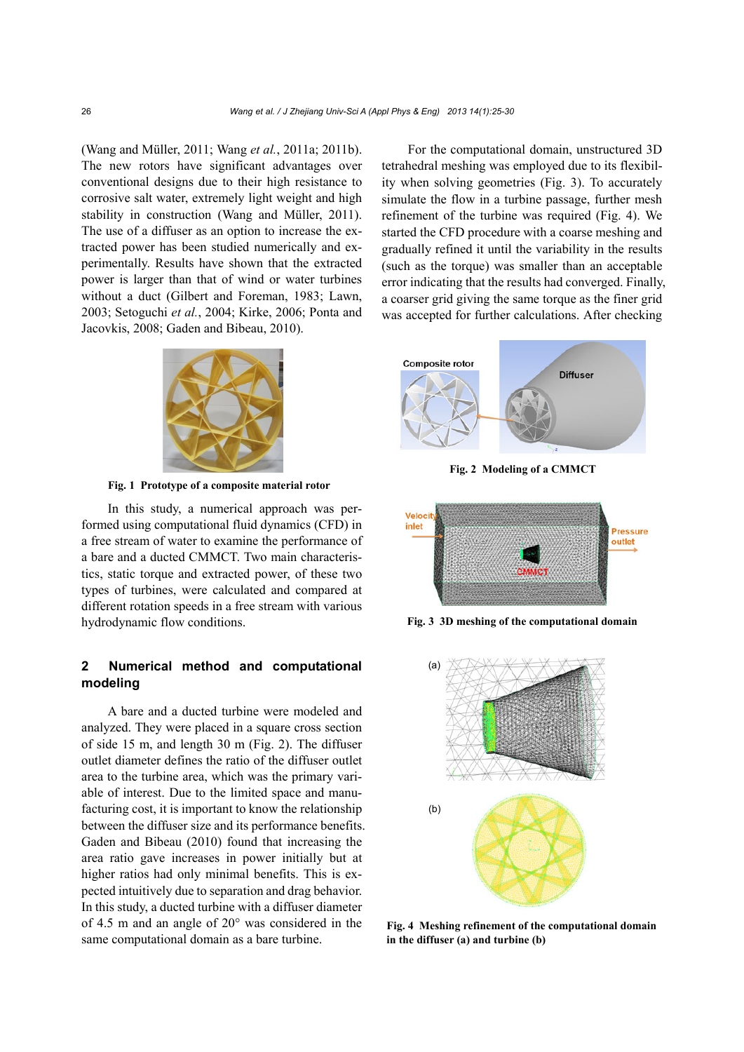(Wang and Müller, 2011; Wang *et al.*, 2011a; 2011b). The new rotors have significant advantages over conventional designs due to their high resistance to corrosive salt water, extremely light weight and high stability in construction (Wang and Müller, 2011). The use of a diffuser as an option to increase the extracted power has been studied numerically and experimentally. Results have shown that the extracted power is larger than that of wind or water turbines without a duct (Gilbert and Foreman, 1983; Lawn, 2003; Setoguchi *et al.*, 2004; Kirke, 2006; Ponta and Jacovkis, 2008; Gaden and Bibeau, 2010).

**Fig. 1 Prototype of a composite material rotor**

In this study, a numerical approach was performed using computational fluid dynamics (CFD) in a free stream of water to examine the performance of a bare and a ducted CMMCT. Two main characteristics, static torque and extracted power, of these two types of turbines, were calculated and compared at different rotation speeds in a free stream with various hydrodynamic flow conditions.

## 2 Numerical method and computational modeling

A bare and a ducted turbine were modeled and analyzed. They were placed in a square cross section of side 15 m, and length 30 m (Fig. 2). The diffuser outlet diameter defines the ratio of the diffuser outlet area to the turbine area, which was the primary variable of interest. Due to the limited space and manufacturing cost, it is important to know the relationship between the diffuser size and its performance benefits. Gaden and Bibeau (2010) found that increasing the area ratio gave increases in power initially but at higher ratios had only minimal benefits. This is expected intuitively due to separation and drag behavior. In this study, a ducted turbine with a diffuser diameter of 4.5 m and an angle of 20° was considered in the same computational domain as a bare turbine.

For the computational domain, unstructured 3D tetrahedral meshing was employed due to its flexibility when solving geometries (Fig. 3). To accurately simulate the flow in a turbine passage, further mesh refinement of the turbine was required (Fig. 4). We started the CFD procedure with a coarse meshing and gradually refined it until the variability in the results (such as the torque) was smaller than an acceptable error indicating that the results had converged. Finally, a coarser grid giving the same torque as the finer grid was accepted for further calculations. After checking

**Fig. 2 Modeling of a CMMCT**

**Fig. 3 3D meshing of the computational domain**

**Fig. 4 Meshing refinement of the computational domain in the diffuser (a) and turbine (b)**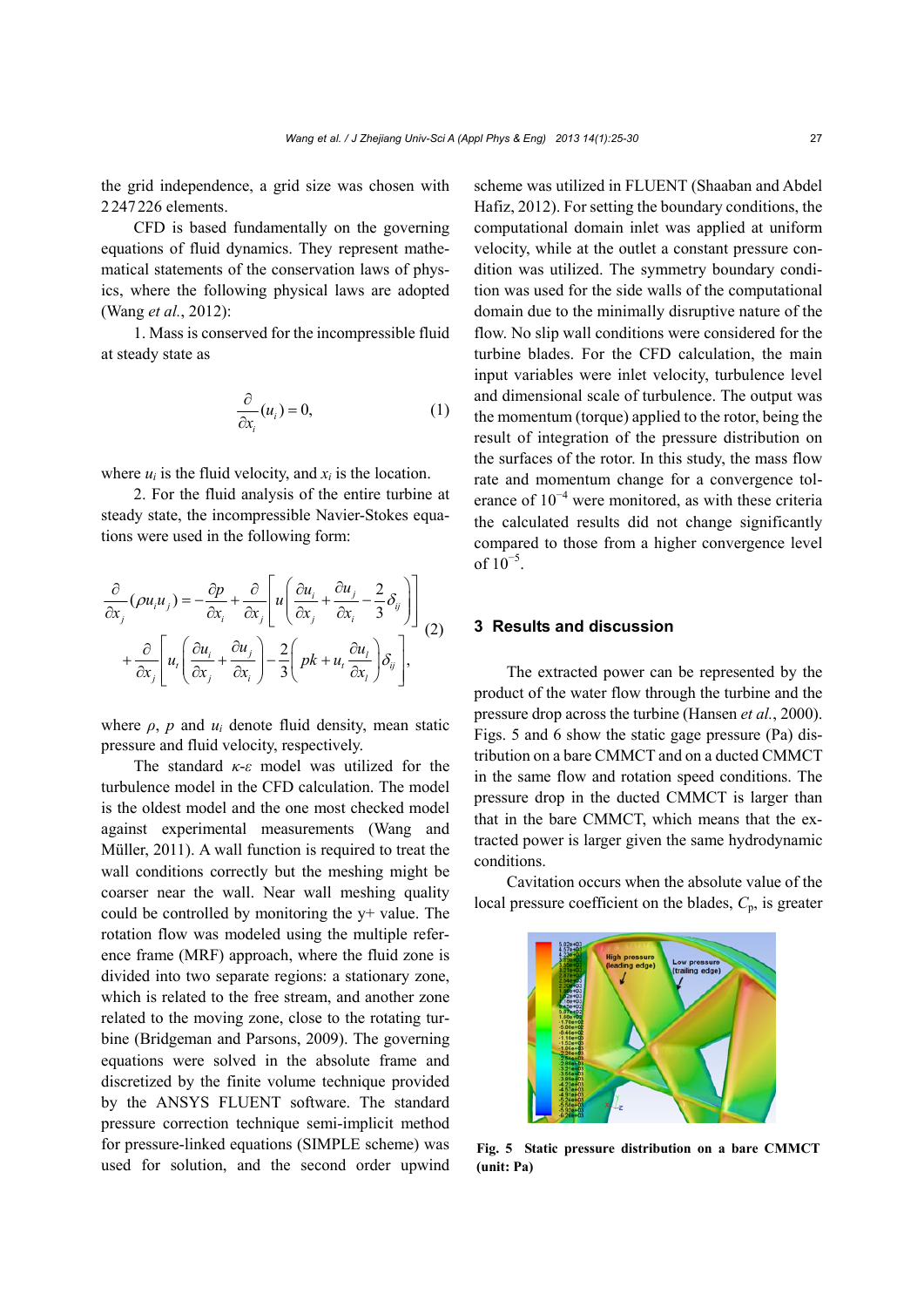the grid independence, a grid size was chosen with 2 247 226 elements.

CFD is based fundamentally on the governing equations of fluid dynamics. They represent mathematical statements of the conservation laws of physics, where the following physical laws are adopted (Wang *et al.*, 2012):

1. Mass is conserved for the incompressible fluid at steady state as

$$\frac{\partial}{\partial x_i}(u_i) = 0, \tag{1}$$

where $u_i$ is the fluid velocity, and $x_i$ is the location.

2. For the fluid analysis of the entire turbine at steady state, the incompressible Navier-Stokes equations were used in the following form:

$$\frac{\partial}{\partial x_j}(\rho u_i u_j) = -\frac{\partial p}{\partial x_i} + \frac{\partial}{\partial x_j}\left[u\left(\frac{\partial u_i}{\partial x_j} + \frac{\partial u_j}{\partial x_i} - \frac{2}{3}\delta_{ij}\right)\right] + \frac{\partial}{\partial x_j}\left[u_t\left(\frac{\partial u_i}{\partial x_j} + \frac{\partial u_j}{\partial x_i}\right) - \frac{2}{3}\left(pk + u_t\frac{\partial u_l}{\partial x_l}\right)\delta_{ij}\right], \tag{2}$$

where $\rho$, $p$ and $u_i$ denote fluid density, mean static pressure and fluid velocity, respectively.

The standard $\kappa$-$\varepsilon$ model was utilized for the turbulence model in the CFD calculation. The model is the oldest model and the one most checked model against experimental measurements (Wang and Müller, 2011). A wall function is required to treat the wall conditions correctly but the meshing might be coarser near the wall. Near wall meshing quality could be controlled by monitoring the y+ value. The rotation flow was modeled using the multiple reference frame (MRF) approach, where the fluid zone is divided into two separate regions: a stationary zone, which is related to the free stream, and another zone related to the moving zone, close to the rotating turbine (Bridgeman and Parsons, 2009). The governing equations were solved in the absolute frame and discretized by the finite volume technique provided by the ANSYS FLUENT software. The standard pressure correction technique semi-implicit method for pressure-linked equations (SIMPLE scheme) was used for solution, and the second order upwind scheme was utilized in FLUENT (Shaaban and Abdel Hafiz, 2012). For setting the boundary conditions, the computational domain inlet was applied at uniform velocity, while at the outlet a constant pressure condition was utilized. The symmetry boundary condition was used for the side walls of the computational domain due to the minimally disruptive nature of the flow. No slip wall conditions were considered for the turbine blades. For the CFD calculation, the main input variables were inlet velocity, turbulence level and dimensional scale of turbulence. The output was the momentum (torque) applied to the rotor, being the result of integration of the pressure distribution on the surfaces of the rotor. In this study, the mass flow rate and momentum change for a convergence tolerance of $10^{-4}$ were monitored, as with these criteria the calculated results did not change significantly compared to those from a higher convergence level of $10^{-5}$.

## 3 Results and discussion

The extracted power can be represented by the product of the water flow through the turbine and the pressure drop across the turbine (Hansen *et al.*, 2000). Figs. 5 and 6 show the static gage pressure (Pa) distribution on a bare CMMCT and on a ducted CMMCT in the same flow and rotation speed conditions. The pressure drop in the ducted CMMCT is larger than that in the bare CMMCT, which means that the extracted power is larger given the same hydrodynamic conditions.

Cavitation occurs when the absolute value of the local pressure coefficient on the blades, $C_p$, is greater

**Fig. 5 Static pressure distribution on a bare CMMCT (unit: Pa)**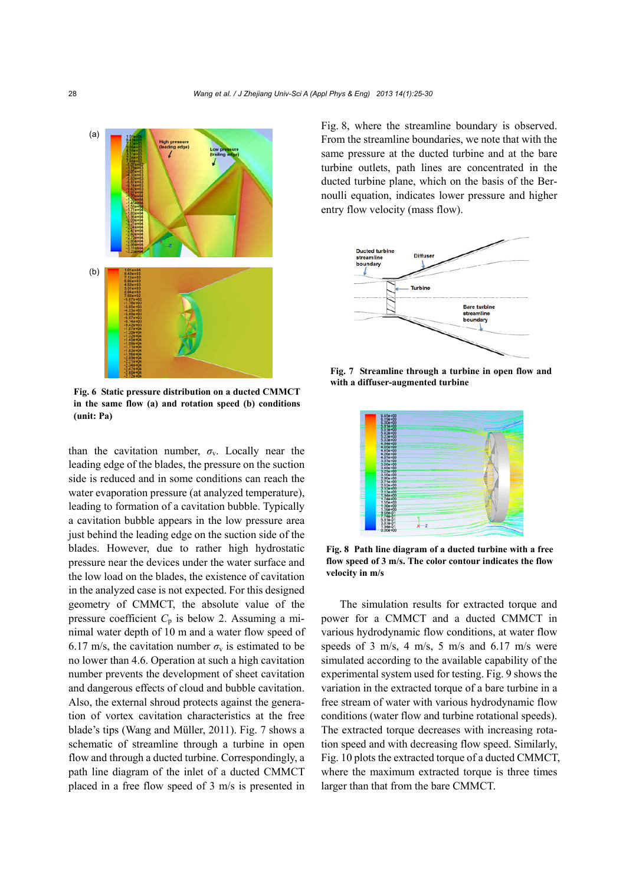Fig. 6 Static pressure distribution on a ducted CMMCT in the same flow (a) and rotation speed (b) conditions (unit: Pa)

than the cavitation number, $\sigma_v$. Locally near the leading edge of the blades, the pressure on the suction side is reduced and in some conditions can reach the water evaporation pressure (at analyzed temperature), leading to formation of a cavitation bubble. Typically a cavitation bubble appears in the low pressure area just behind the leading edge on the suction side of the blades. However, due to rather high hydrostatic pressure near the devices under the water surface and the low load on the blades, the existence of cavitation in the analyzed case is not expected. For this designed geometry of CMMCT, the absolute value of the pressure coefficient $C_p$ is below 2. Assuming a minimal water depth of 10 m and a water flow speed of 6.17 m/s, the cavitation number $\sigma_v$ is estimated to be no lower than 4.6. Operation at such a high cavitation number prevents the development of sheet cavitation and dangerous effects of cloud and bubble cavitation. Also, the external shroud protects against the generation of vortex cavitation characteristics at the free blade's tips (Wang and Müller, 2011). Fig. 7 shows a schematic of streamline through a turbine in open flow and through a ducted turbine. Correspondingly, a path line diagram of the inlet of a ducted CMMCT placed in a free flow speed of 3 m/s is presented in Fig. 8, where the streamline boundary is observed. From the streamline boundaries, we note that with the same pressure at the ducted turbine and at the bare turbine outlets, path lines are concentrated in the ducted turbine plane, which on the basis of the Bernoulli equation, indicates lower pressure and higher entry flow velocity (mass flow).

Fig. 7 Streamline through a turbine in open flow and with a diffuser-augmented turbine

Fig. 8 Path line diagram of a ducted turbine with a free flow speed of 3 m/s. The color contour indicates the flow velocity in m/s

The simulation results for extracted torque and power for a CMMCT and a ducted CMMCT in various hydrodynamic flow conditions, at water flow speeds of 3 m/s, 4 m/s, 5 m/s and 6.17 m/s were simulated according to the available capability of the experimental system used for testing. Fig. 9 shows the variation in the extracted torque of a bare turbine in a free stream of water with various hydrodynamic flow conditions (water flow and turbine rotational speeds). The extracted torque decreases with increasing rotation speed and with decreasing flow speed. Similarly, Fig. 10 plots the extracted torque of a ducted CMMCT, where the maximum extracted torque is three times larger than that from the bare CMMCT.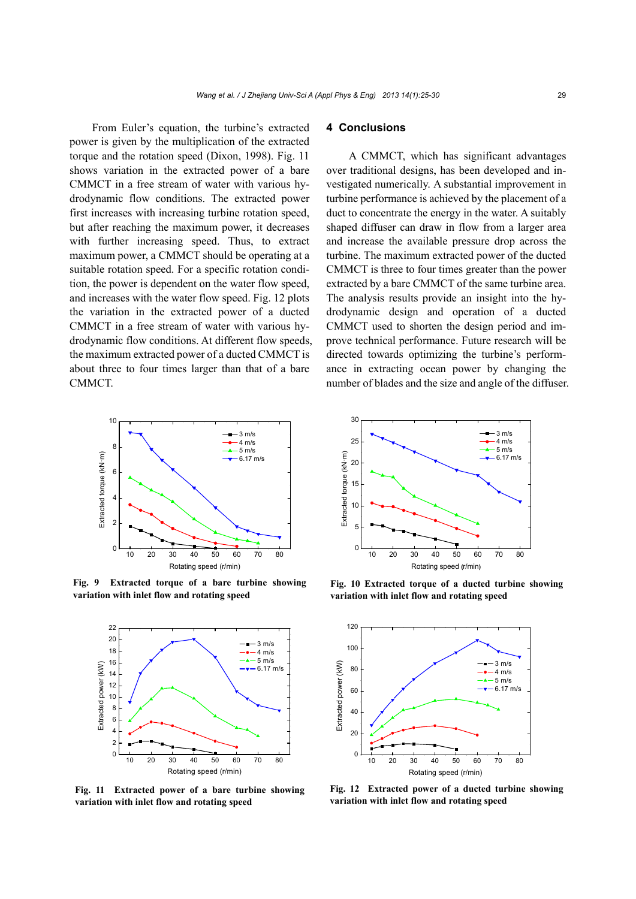From Euler's equation, the turbine's extracted power is given by the multiplication of the extracted torque and the rotation speed (Dixon, 1998). Fig. 11 shows variation in the extracted power of a bare CMMCT in a free stream of water with various hydrodynamic flow conditions. The extracted power first increases with increasing turbine rotation speed, but after reaching the maximum power, it decreases with further increasing speed. Thus, to extract maximum power, a CMMCT should be operating at a suitable rotation speed. For a specific rotation condition, the power is dependent on the water flow speed, and increases with the water flow speed. Fig. 12 plots the variation in the extracted power of a ducted CMMCT in a free stream of water with various hydrodynamic flow conditions. At different flow speeds, the maximum extracted power of a ducted CMMCT is about three to four times larger than that of a bare CMMCT.

## 4 Conclusions

A CMMCT, which has significant advantages over traditional designs, has been developed and investigated numerically. A substantial improvement in turbine performance is achieved by the placement of a duct to concentrate the energy in the water. A suitably shaped diffuser can draw in flow from a larger area and increase the available pressure drop across the turbine. The maximum extracted power of the ducted CMMCT is three to four times greater than the power extracted by a bare CMMCT of the same turbine area. The analysis results provide an insight into the hydrodynamic design and operation of a ducted CMMCT used to shorten the design period and improve technical performance. Future research will be directed towards optimizing the turbine's performance in extracting ocean power by changing the number of blades and the size and angle of the diffuser.

**Fig. 9 Extracted torque of a bare turbine showing variation with inlet flow and rotating speed**

**Fig. 10 Extracted torque of a ducted turbine showing variation with inlet flow and rotating speed**

**Fig. 11 Extracted power of a bare turbine showing variation with inlet flow and rotating speed**

**Fig. 12 Extracted power of a ducted turbine showing variation with inlet flow and rotating speed**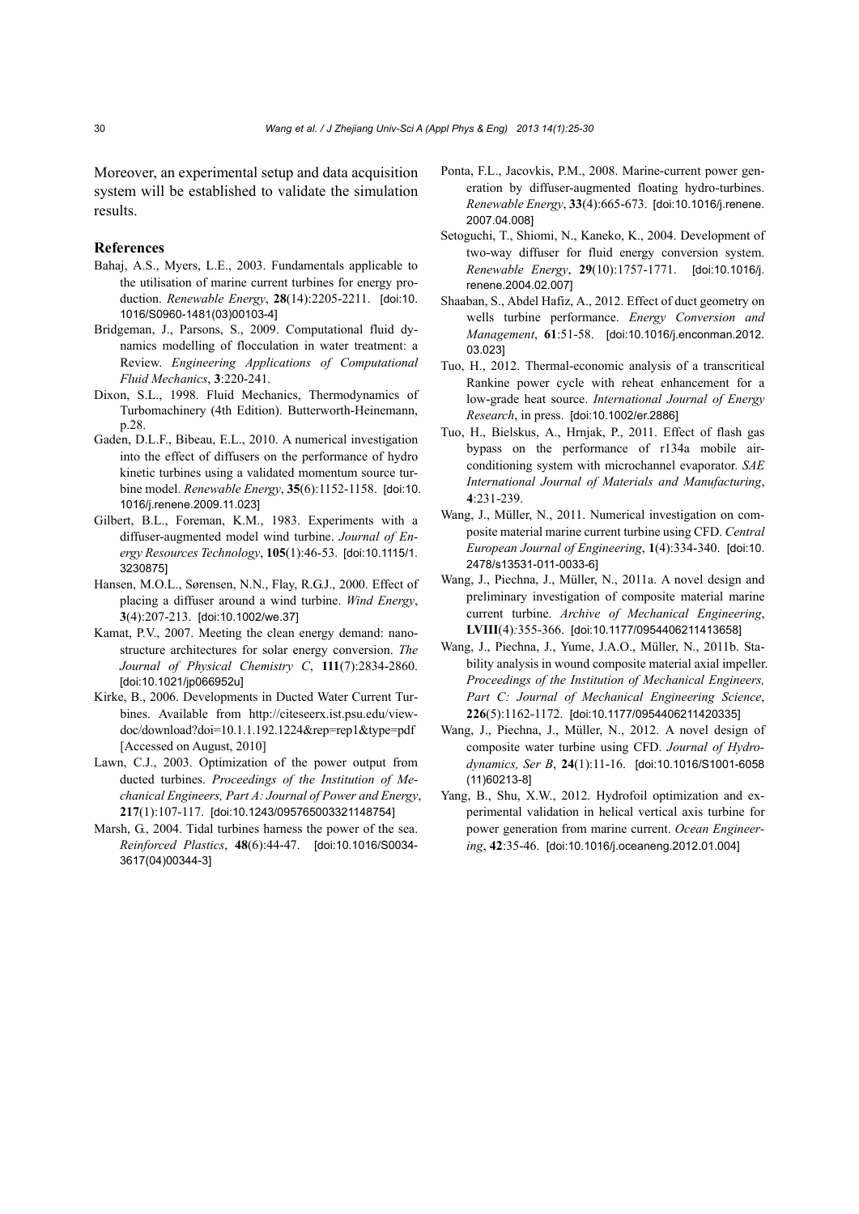Moreover, an experimental setup and data acquisition system will be established to validate the simulation results.

## References

Bahaj, A.S., Myers, L.E., 2003. Fundamentals applicable to the utilisation of marine current turbines for energy production. *Renewable Energy*, **28**(14):2205-2211. [doi:10.1016/S0960-1481(03)00103-4]

Bridgeman, J., Parsons, S., 2009. Computational fluid dynamics modelling of flocculation in water treatment: a Review. *Engineering Applications of Computational Fluid Mechanics*, **3**:220-241.

Dixon, S.L., 1998. Fluid Mechanics, Thermodynamics of Turbomachinery (4th Edition). Butterworth-Heinemann, p.28.

Gaden, D.L.F., Bibeau, E.L., 2010. A numerical investigation into the effect of diffusers on the performance of hydro kinetic turbines using a validated momentum source turbine model. *Renewable Energy*, **35**(6):1152-1158. [doi:10.1016/j.renene.2009.11.023]

Gilbert, B.L., Foreman, K.M., 1983. Experiments with a diffuser-augmented model wind turbine. *Journal of Energy Resources Technology*, **105**(1):46-53. [doi:10.1115/1.3230875]

Hansen, M.O.L., Sørensen, N.N., Flay, R.G.J., 2000. Effect of placing a diffuser around a wind turbine. *Wind Energy*, **3**(4):207-213. [doi:10.1002/we.37]

Kamat, P.V., 2007. Meeting the clean energy demand: nanostructure architectures for solar energy conversion. *The Journal of Physical Chemistry C*, **111**(7):2834-2860. [doi:10.1021/jp066952u]

Kirke, B., 2006. Developments in Ducted Water Current Turbines. Available from http://citeseerx.ist.psu.edu/viewdoc/download?doi=10.1.1.192.1224&rep=rep1&type=pdf [Accessed on August, 2010]

Lawn, C.J., 2003. Optimization of the power output from ducted turbines. *Proceedings of the Institution of Mechanical Engineers, Part A: Journal of Power and Energy*, **217**(1):107-117. [doi:10.1243/095765003321148754]

Marsh, G., 2004. Tidal turbines harness the power of the sea. *Reinforced Plastics*, **48**(6):44-47. [doi:10.1016/S0034-3617(04)00344-3]

Ponta, F.L., Jacovkis, P.M., 2008. Marine-current power generation by diffuser-augmented floating hydro-turbines. *Renewable Energy*, **33**(4):665-673. [doi:10.1016/j.renene.2007.04.008]

Setoguchi, T., Shiomi, N., Kaneko, K., 2004. Development of two-way diffuser for fluid energy conversion system. *Renewable Energy*, **29**(10):1757-1771. [doi:10.1016/j.renene.2004.02.007]

Shaaban, S., Abdel Hafiz, A., 2012. Effect of duct geometry on wells turbine performance. *Energy Conversion and Management*, **61**:51-58. [doi:10.1016/j.enconman.2012.03.023]

Tuo, H., 2012. Thermal-economic analysis of a transcritical Rankine power cycle with reheat enhancement for a low-grade heat source. *International Journal of Energy Research*, in press. [doi:10.1002/er.2886]

Tuo, H., Bielskus, A., Hrnjak, P., 2011. Effect of flash gas bypass on the performance of r134a mobile air-conditioning system with microchannel evaporator. *SAE International Journal of Materials and Manufacturing*, **4**:231-239.

Wang, J., Müller, N., 2011. Numerical investigation on composite material marine current turbine using CFD. *Central European Journal of Engineering*, **1**(4):334-340. [doi:10.2478/s13531-011-0033-6]

Wang, J., Piechna, J., Müller, N., 2011a. A novel design and preliminary investigation of composite material marine current turbine. *Archive of Mechanical Engineering*, **LVIII**(4):355-366. [doi:10.1177/0954406211413658]

Wang, J., Piechna, J., Yume, J.A.O., Müller, N., 2011b. Stability analysis in wound composite material axial impeller. *Proceedings of the Institution of Mechanical Engineers, Part C: Journal of Mechanical Engineering Science*, **226**(5):1162-1172. [doi:10.1177/0954406211420335]

Wang, J., Piechna, J., Müller, N., 2012. A novel design of composite water turbine using CFD. *Journal of Hydrodynamics, Ser B*, **24**(1):11-16. [doi:10.1016/S1001-6058(11)60213-8]

Yang, B., Shu, X.W., 2012. Hydrofoil optimization and experimental validation in helical vertical axis turbine for power generation from marine current. *Ocean Engineering*, **42**:35-46. [doi:10.1016/j.oceaneng.2012.01.004]